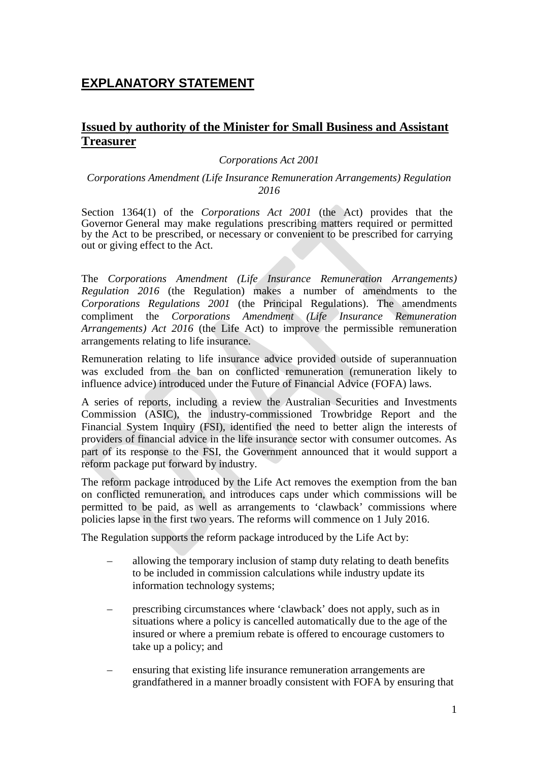# EXPLANATORY STATEMENT

## Issued by authority of the Minister for Small Business and Assistant Treasurer

*Corporations Act 2001*

*Corporations Amendment (Life Insurance Remuneration Arrangements) Regulation 2016*

Section 1364(1) of the *Corporations Act 2001* (the Act) provides that the Governor General may make regulations prescribing matters required or permitted by the Act to be prescribed, or necessary or convenient to be prescribed for carrying out or giving effect to the Act.

The *Corporations Amendment (Life Insurance Remuneration Arrangements) Regulation 2016* (the Regulation) makes a number of amendments to the *Corporations Regulations 2001* (the Principal Regulations). The amendments compliment the *Corporations Amendment (Life Insurance Remuneration Arrangements) Act 2016* (the Life Act) to improve the permissible remuneration arrangements relating to life insurance.

Remuneration relating to life insurance advice provided outside of superannuation was excluded from the ban on conflicted remuneration (remuneration likely to influence advice) introduced under the Future of Financial Advice (FOFA) laws.

A series of reports, including a review the Australian Securities and Investments Commission (ASIC), the industry-commissioned Trowbridge Report and the Financial System Inquiry (FSI), identified the need to better align the interests of providers of financial advice in the life insurance sector with consumer outcomes. As part of its response to the FSI, the Government announced that it would support a reform package put forward by industry.

The reform package introduced by the Life Act removes the exemption from the ban on conflicted remuneration, and introduces caps under which commissions will be permitted to be paid, as well as arrangements to 'clawback' commissions where policies lapse in the first two years. The reforms will commence on 1 July 2016.

The Regulation supports the reform package introduced by the Life Act by:

- allowing the temporary inclusion of stamp duty relating to death benefits to be included in commission calculations while industry update its information technology systems;
- prescribing circumstances where 'clawback' does not apply, such as in situations where a policy is cancelled automatically due to the age of the insured or where a premium rebate is offered to encourage customers to take up a policy; and
- ensuring that existing life insurance remuneration arrangements are grandfathered in a manner broadly consistent with FOFA by ensuring that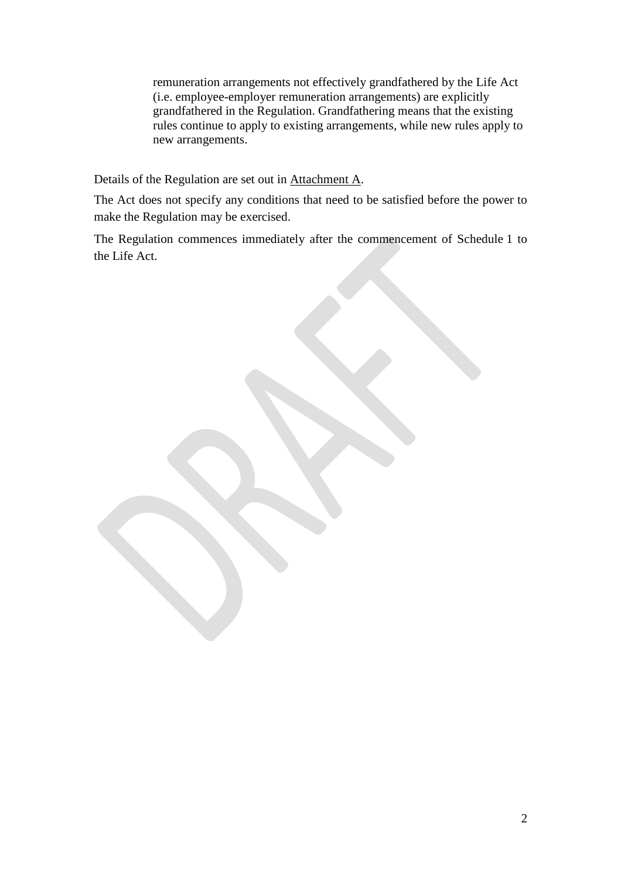remuneration arrangements not effectively grandfathered by the Life Act (i.e. employee-employer remuneration arrangements) are explicitly grandfathered in the Regulation. Grandfathering means that the existing rules continue to apply to existing arrangements, while new rules apply to new arrangements.

Details of the Regulation are set out in Attachment A.

The Act does not specify any conditions that need to be satisfied before the power to make the Regulation may be exercised.

The Regulation commences immediately after the commencement of Schedule 1 to the Life Act.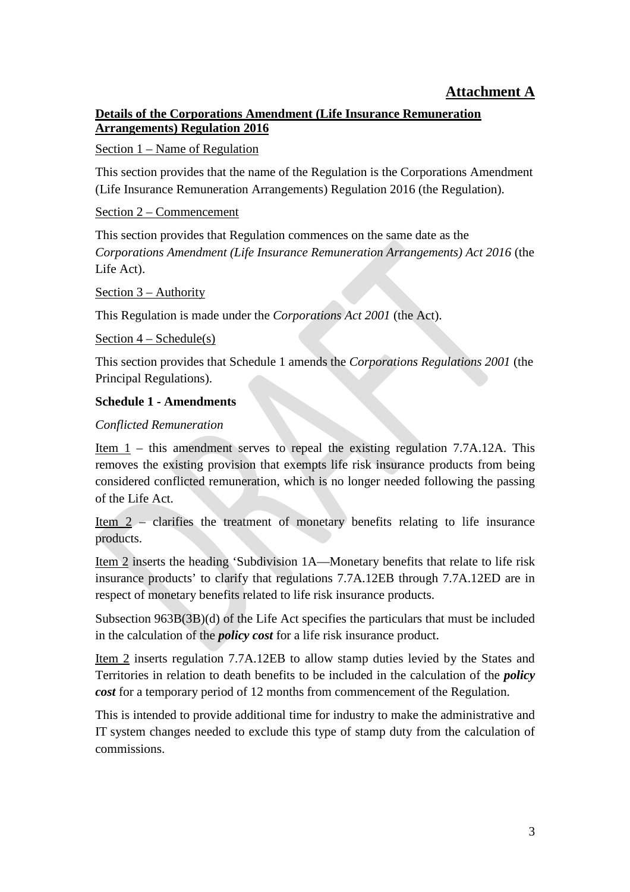**Attachment A**

**Details of the Corporations Amendment (Life Insurance Remuneration Arrangements) Regulation 2016**

Section 1 – Name of Regulation

This section provides that the name of the Regulation is the Corporations Amendment (Life Insurance Remuneration Arrangements) Regulation 2016 (the Regulation).

Section 2 – Commencement

This section provides that Regulation commences on the same date as the *Corporations Amendment (Life Insurance Remuneration Arrangements) Act 2016* (the Life Act).

Section 3 – Authority

This Regulation is made under the *Corporations Act 2001* (the Act).

Section 4 – Schedule(s)

This section provides that Schedule 1 amends the *Corporations Regulations 2001* (the Principal Regulations).

**Schedule 1 - Amendments**

*Conflicted Remuneration*

Item 1 – this amendment serves to repeal the existing regulation 7.7A.12A. This removes the existing provision that exempts life risk insurance products from being considered conflicted remuneration, which is no longer needed following the passing of the Life Act.

Item 2 – clarifies the treatment of monetary benefits relating to life insurance products.

Item 2 inserts the heading 'Subdivision 1A—Monetary benefits that relate to life risk insurance products' to clarify that regulations 7.7A.12EB through 7.7A.12ED are in respect of monetary benefits related to life risk insurance products.

Subsection 963B(3B)(d) of the Life Act specifies the particulars that must be included in the calculation of the ***policy cost*** for a life risk insurance product.

Item 2 inserts regulation 7.7A.12EB to allow stamp duties levied by the States and Territories in relation to death benefits to be included in the calculation of the ***policy cost*** for a temporary period of 12 months from commencement of the Regulation.

This is intended to provide additional time for industry to make the administrative and IT system changes needed to exclude this type of stamp duty from the calculation of commissions.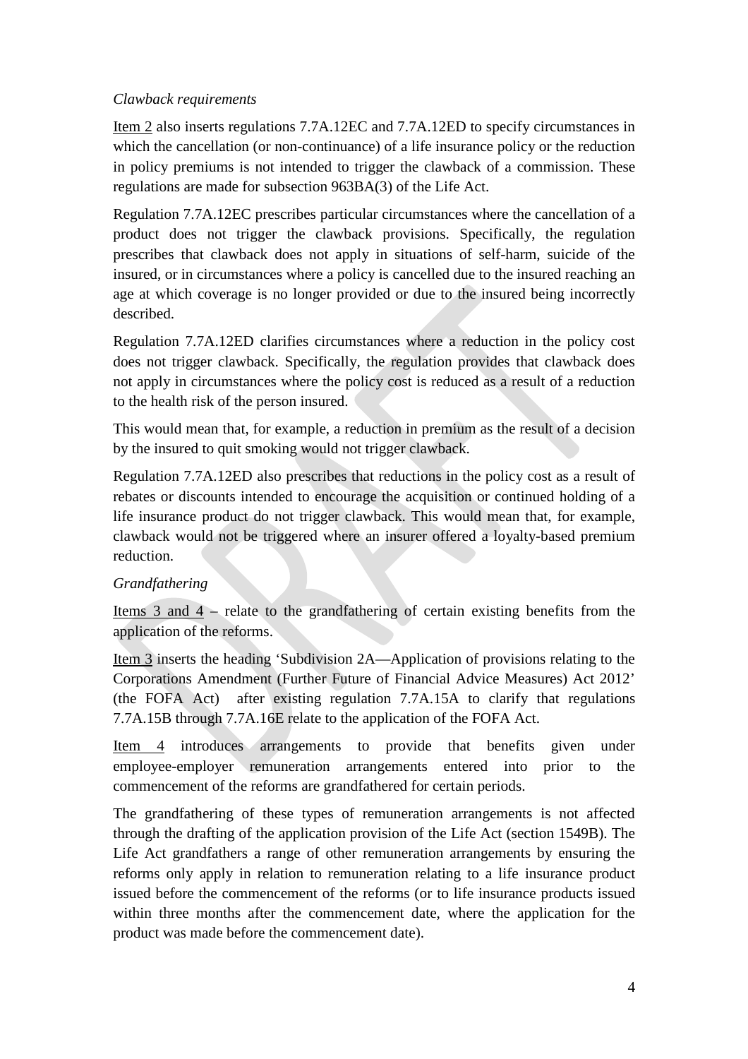*Clawback requirements*

Item 2 also inserts regulations 7.7A.12EC and 7.7A.12ED to specify circumstances in which the cancellation (or non-continuance) of a life insurance policy or the reduction in policy premiums is not intended to trigger the clawback of a commission. These regulations are made for subsection 963BA(3) of the Life Act.

Regulation 7.7A.12EC prescribes particular circumstances where the cancellation of a product does not trigger the clawback provisions. Specifically, the regulation prescribes that clawback does not apply in situations of self-harm, suicide of the insured, or in circumstances where a policy is cancelled due to the insured reaching an age at which coverage is no longer provided or due to the insured being incorrectly described.

Regulation 7.7A.12ED clarifies circumstances where a reduction in the policy cost does not trigger clawback. Specifically, the regulation provides that clawback does not apply in circumstances where the policy cost is reduced as a result of a reduction to the health risk of the person insured.

This would mean that, for example, a reduction in premium as the result of a decision by the insured to quit smoking would not trigger clawback.

Regulation 7.7A.12ED also prescribes that reductions in the policy cost as a result of rebates or discounts intended to encourage the acquisition or continued holding of a life insurance product do not trigger clawback. This would mean that, for example, clawback would not be triggered where an insurer offered a loyalty-based premium reduction.

*Grandfathering*

Items 3 and 4 – relate to the grandfathering of certain existing benefits from the application of the reforms.

Item 3 inserts the heading 'Subdivision 2A—Application of provisions relating to the Corporations Amendment (Further Future of Financial Advice Measures) Act 2012' (the FOFA Act) after existing regulation 7.7A.15A to clarify that regulations 7.7A.15B through 7.7A.16E relate to the application of the FOFA Act.

Item 4 introduces arrangements to provide that benefits given under employee-employer remuneration arrangements entered into prior to the commencement of the reforms are grandfathered for certain periods.

The grandfathering of these types of remuneration arrangements is not affected through the drafting of the application provision of the Life Act (section 1549B). The Life Act grandfathers a range of other remuneration arrangements by ensuring the reforms only apply in relation to remuneration relating to a life insurance product issued before the commencement of the reforms (or to life insurance products issued within three months after the commencement date, where the application for the product was made before the commencement date).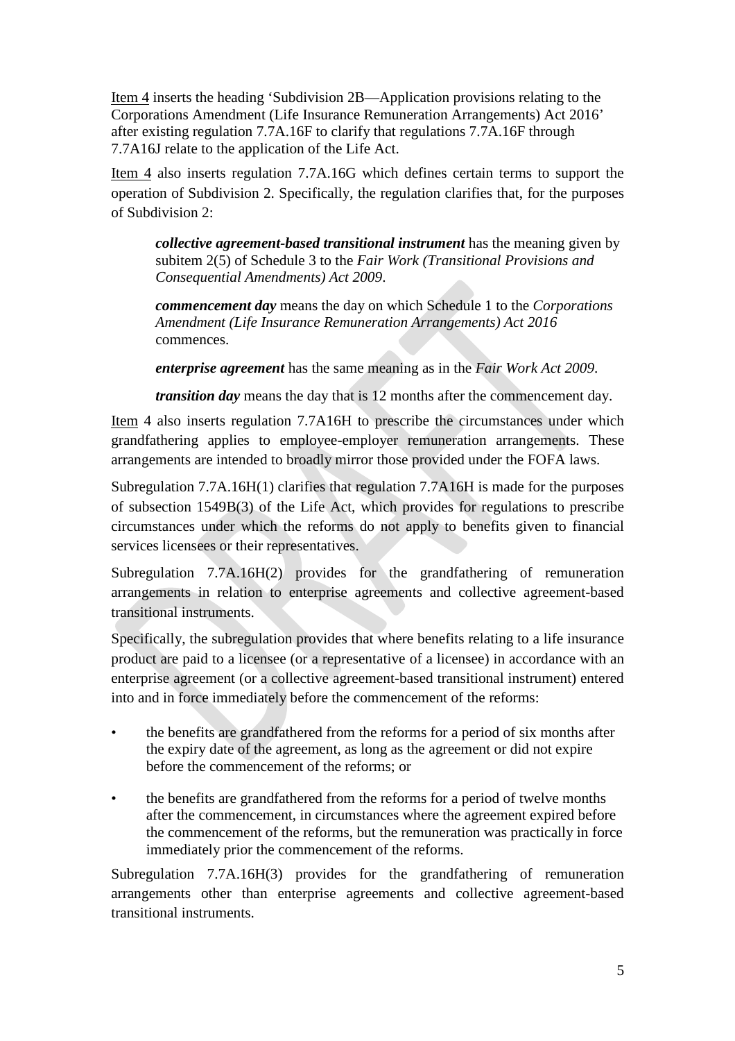Item 4 inserts the heading 'Subdivision 2B—Application provisions relating to the Corporations Amendment (Life Insurance Remuneration Arrangements) Act 2016' after existing regulation 7.7A.16F to clarify that regulations 7.7A.16F through 7.7A16J relate to the application of the Life Act.

Item 4 also inserts regulation 7.7A.16G which defines certain terms to support the operation of Subdivision 2. Specifically, the regulation clarifies that, for the purposes of Subdivision 2:

> ***collective agreement-based transitional instrument*** has the meaning given by subitem 2(5) of Schedule 3 to the *Fair Work (Transitional Provisions and Consequential Amendments) Act 2009*.
>
> ***commencement day*** means the day on which Schedule 1 to the *Corporations Amendment (Life Insurance Remuneration Arrangements) Act 2016* commences.
>
> ***enterprise agreement*** has the same meaning as in the *Fair Work Act 2009*.
>
> ***transition day*** means the day that is 12 months after the commencement day.

Item 4 also inserts regulation 7.7A16H to prescribe the circumstances under which grandfathering applies to employee-employer remuneration arrangements. These arrangements are intended to broadly mirror those provided under the FOFA laws.

Subregulation 7.7A.16H(1) clarifies that regulation 7.7A16H is made for the purposes of subsection 1549B(3) of the Life Act, which provides for regulations to prescribe circumstances under which the reforms do not apply to benefits given to financial services licensees or their representatives.

Subregulation 7.7A.16H(2) provides for the grandfathering of remuneration arrangements in relation to enterprise agreements and collective agreement-based transitional instruments.

Specifically, the subregulation provides that where benefits relating to a life insurance product are paid to a licensee (or a representative of a licensee) in accordance with an enterprise agreement (or a collective agreement-based transitional instrument) entered into and in force immediately before the commencement of the reforms:

- the benefits are grandfathered from the reforms for a period of six months after the expiry date of the agreement, as long as the agreement or did not expire before the commencement of the reforms; or
- the benefits are grandfathered from the reforms for a period of twelve months after the commencement, in circumstances where the agreement expired before the commencement of the reforms, but the remuneration was practically in force immediately prior the commencement of the reforms.

Subregulation 7.7A.16H(3) provides for the grandfathering of remuneration arrangements other than enterprise agreements and collective agreement-based transitional instruments.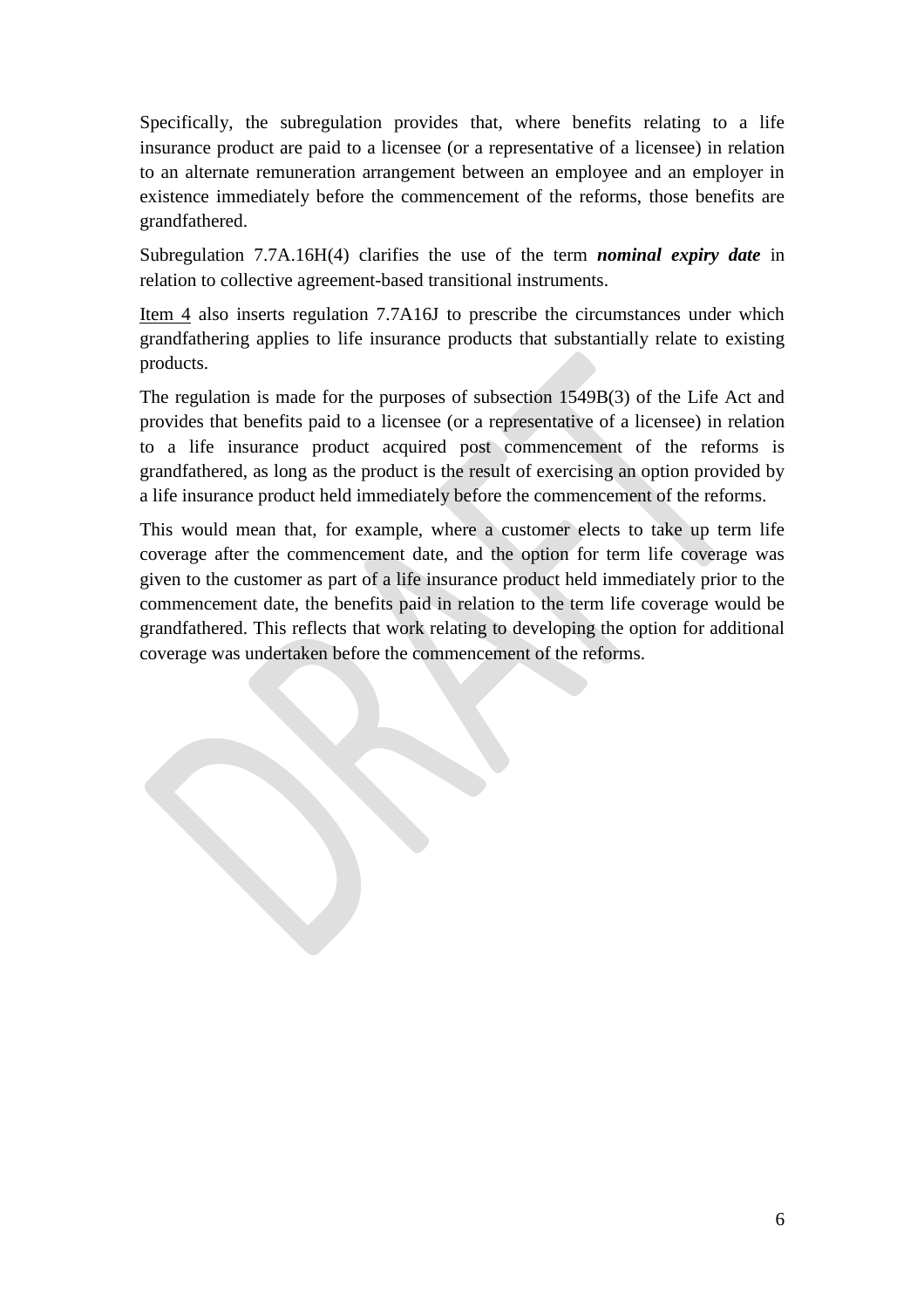Specifically, the subregulation provides that, where benefits relating to a life insurance product are paid to a licensee (or a representative of a licensee) in relation to an alternate remuneration arrangement between an employee and an employer in existence immediately before the commencement of the reforms, those benefits are grandfathered.

Subregulation 7.7A.16H(4) clarifies the use of the term ***nominal expiry date*** in relation to collective agreement-based transitional instruments.

Item 4 also inserts regulation 7.7A16J to prescribe the circumstances under which grandfathering applies to life insurance products that substantially relate to existing products.

The regulation is made for the purposes of subsection 1549B(3) of the Life Act and provides that benefits paid to a licensee (or a representative of a licensee) in relation to a life insurance product acquired post commencement of the reforms is grandfathered, as long as the product is the result of exercising an option provided by a life insurance product held immediately before the commencement of the reforms.

This would mean that, for example, where a customer elects to take up term life coverage after the commencement date, and the option for term life coverage was given to the customer as part of a life insurance product held immediately prior to the commencement date, the benefits paid in relation to the term life coverage would be grandfathered. This reflects that work relating to developing the option for additional coverage was undertaken before the commencement of the reforms.